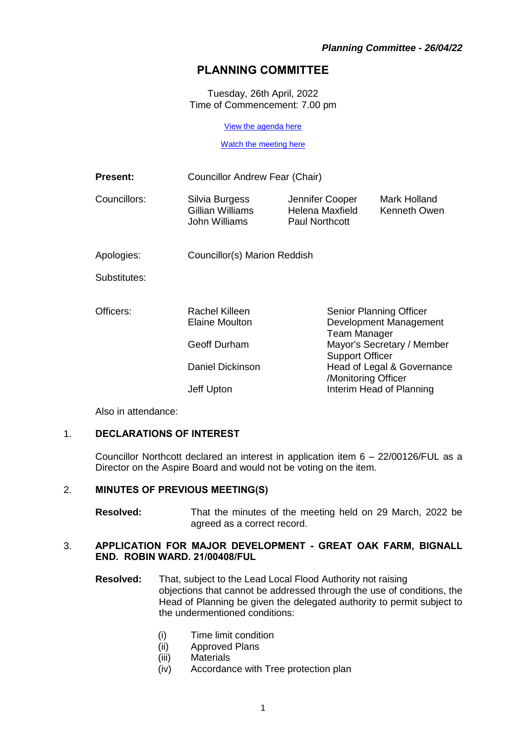# PLANNING COMMITTEE

Tuesday, 26th April, 2022
Time of Commencement: 7.00 pm

View the agenda here

Watch the meeting here

| | | | |
|---|---|---|---|
| **Present:** | Councillor Andrew Fear (Chair) | | |
| Councillors: | Silvia Burgess | Jennifer Cooper | Mark Holland |
| | Gillian Williams | Helena Maxfield | Kenneth Owen |
| | John Williams | Paul Northcott | |

Apologies: Councillor(s) Marion Reddish

Substitutes:

| | | |
|---|---|---|
| Officers: | Rachel Killeen | Senior Planning Officer |
| | Elaine Moulton | Development Management Team Manager |
| | Geoff Durham | Mayor's Secretary / Member Support Officer |
| | Daniel Dickinson | Head of Legal & Governance /Monitoring Officer |
| | Jeff Upton | Interim Head of Planning |

Also in attendance:

## 1. DECLARATIONS OF INTEREST

Councillor Northcott declared an interest in application item 6 – 22/00126/FUL as a Director on the Aspire Board and would not be voting on the item.

## 2. MINUTES OF PREVIOUS MEETING(S)

**Resolved:** That the minutes of the meeting held on 29 March, 2022 be agreed as a correct record.

## 3. APPLICATION FOR MAJOR DEVELOPMENT - GREAT OAK FARM, BIGNALL END. ROBIN WARD. 21/00408/FUL

**Resolved:** That, subject to the Lead Local Flood Authority not raising objections that cannot be addressed through the use of conditions, the Head of Planning be given the delegated authority to permit subject to the undermentioned conditions:

(i) Time limit condition
(ii) Approved Plans
(iii) Materials
(iv) Accordance with Tree protection plan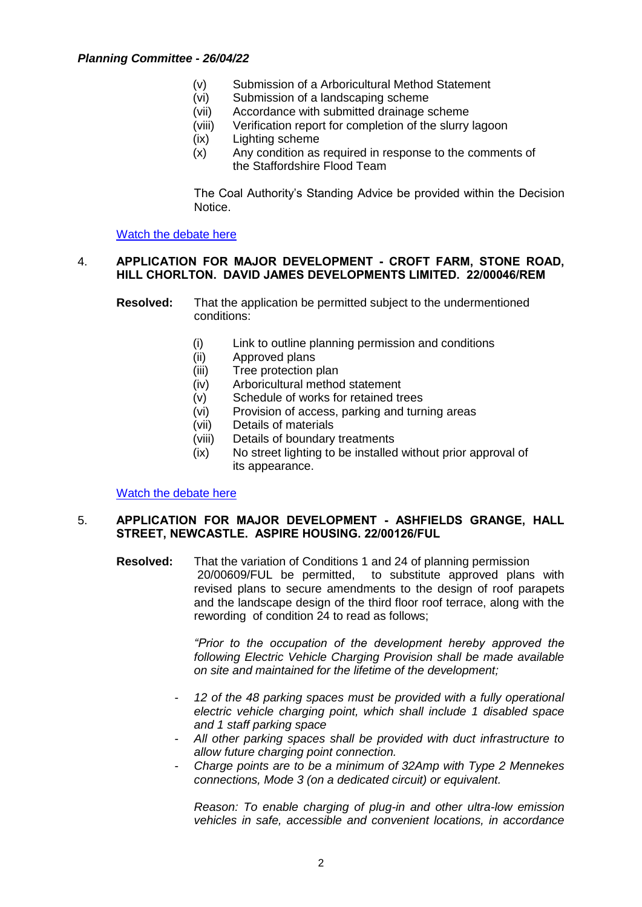(v) Submission of a Arboricultural Method Statement
(vi) Submission of a landscaping scheme
(vii) Accordance with submitted drainage scheme
(viii) Verification report for completion of the slurry lagoon
(ix) Lighting scheme
(x) Any condition as required in response to the comments of the Staffordshire Flood Team

The Coal Authority's Standing Advice be provided within the Decision Notice.

[Watch the debate here]

## 4. APPLICATION FOR MAJOR DEVELOPMENT - CROFT FARM, STONE ROAD, HILL CHORLTON. DAVID JAMES DEVELOPMENTS LIMITED. 22/00046/REM

**Resolved:** That the application be permitted subject to the undermentioned conditions:

(i) Link to outline planning permission and conditions
(ii) Approved plans
(iii) Tree protection plan
(iv) Arboricultural method statement
(v) Schedule of works for retained trees
(vi) Provision of access, parking and turning areas
(vii) Details of materials
(viii) Details of boundary treatments
(ix) No street lighting to be installed without prior approval of its appearance.

[Watch the debate here]

## 5. APPLICATION FOR MAJOR DEVELOPMENT - ASHFIELDS GRANGE, HALL STREET, NEWCASTLE. ASPIRE HOUSING. 22/00126/FUL

**Resolved:** That the variation of Conditions 1 and 24 of planning permission 20/00609/FUL be permitted, to substitute approved plans with revised plans to secure amendments to the design of roof parapets and the landscape design of the third floor roof terrace, along with the rewording of condition 24 to read as follows;

*"Prior to the occupation of the development hereby approved the following Electric Vehicle Charging Provision shall be made available on site and maintained for the lifetime of the development;*

- *12 of the 48 parking spaces must be provided with a fully operational electric vehicle charging point, which shall include 1 disabled space and 1 staff parking space*
- *All other parking spaces shall be provided with duct infrastructure to allow future charging point connection.*
- *Charge points are to be a minimum of 32Amp with Type 2 Mennekes connections, Mode 3 (on a dedicated circuit) or equivalent.*

*Reason: To enable charging of plug-in and other ultra-low emission vehicles in safe, accessible and convenient locations, in accordance*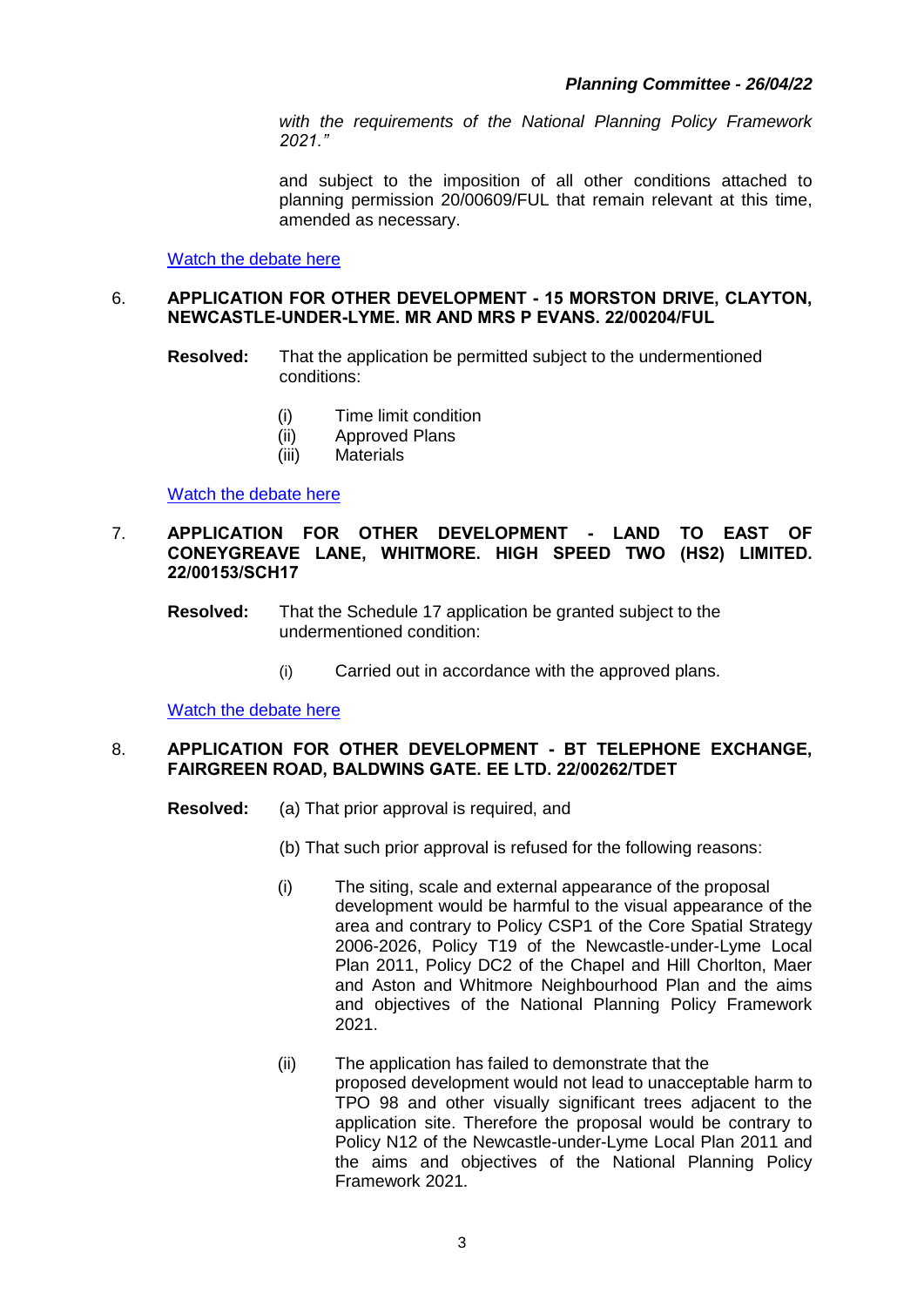*with the requirements of the National Planning Policy Framework 2021."*

and subject to the imposition of all other conditions attached to planning permission 20/00609/FUL that remain relevant at this time, amended as necessary.

Watch the debate here

6. **APPLICATION FOR OTHER DEVELOPMENT - 15 MORSTON DRIVE, CLAYTON, NEWCASTLE-UNDER-LYME. MR AND MRS P EVANS. 22/00204/FUL**

**Resolved:** That the application be permitted subject to the undermentioned conditions:

(i) Time limit condition
(ii) Approved Plans
(iii) Materials

Watch the debate here

7. **APPLICATION FOR OTHER DEVELOPMENT - LAND TO EAST OF CONEYGREAVE LANE, WHITMORE. HIGH SPEED TWO (HS2) LIMITED. 22/00153/SCH17**

**Resolved:** That the Schedule 17 application be granted subject to the undermentioned condition:

(i) Carried out in accordance with the approved plans.

Watch the debate here

8. **APPLICATION FOR OTHER DEVELOPMENT - BT TELEPHONE EXCHANGE, FAIRGREEN ROAD, BALDWINS GATE. EE LTD. 22/00262/TDET**

**Resolved:** (a) That prior approval is required, and

(b) That such prior approval is refused for the following reasons:

(i) The siting, scale and external appearance of the proposal development would be harmful to the visual appearance of the area and contrary to Policy CSP1 of the Core Spatial Strategy 2006-2026, Policy T19 of the Newcastle-under-Lyme Local Plan 2011, Policy DC2 of the Chapel and Hill Chorlton, Maer and Aston and Whitmore Neighbourhood Plan and the aims and objectives of the National Planning Policy Framework 2021.

(ii) The application has failed to demonstrate that the proposed development would not lead to unacceptable harm to TPO 98 and other visually significant trees adjacent to the application site. Therefore the proposal would be contrary to Policy N12 of the Newcastle-under-Lyme Local Plan 2011 and the aims and objectives of the National Planning Policy Framework 2021.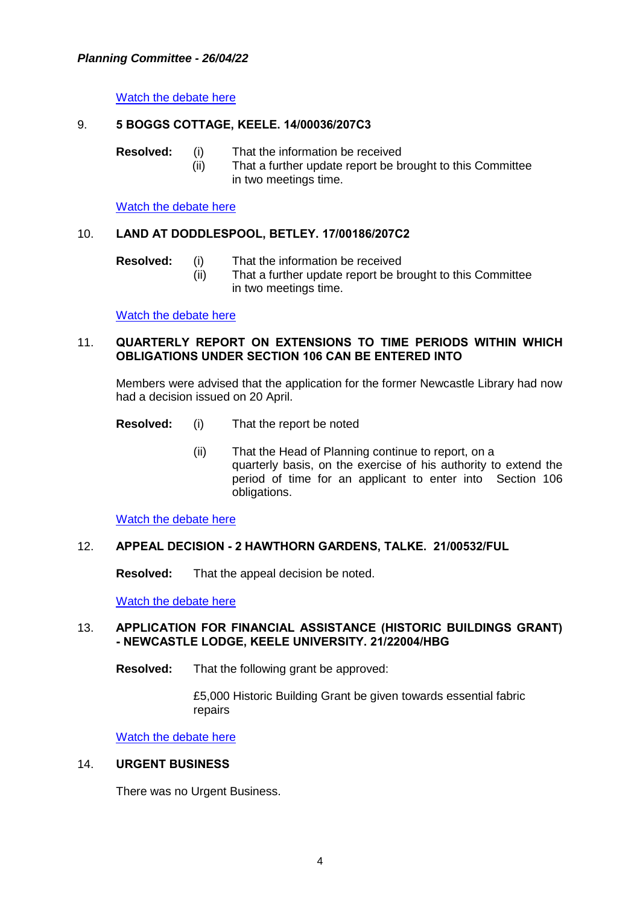Watch the debate here

9. **5 BOGGS COTTAGE, KEELE. 14/00036/207C3**

**Resolved:** (i) That the information be received
(ii) That a further update report be brought to this Committee in two meetings time.

Watch the debate here

10. **LAND AT DODDLESPOOL, BETLEY. 17/00186/207C2**

**Resolved:** (i) That the information be received
(ii) That a further update report be brought to this Committee in two meetings time.

Watch the debate here

11. **QUARTERLY REPORT ON EXTENSIONS TO TIME PERIODS WITHIN WHICH OBLIGATIONS UNDER SECTION 106 CAN BE ENTERED INTO**

Members were advised that the application for the former Newcastle Library had now had a decision issued on 20 April.

**Resolved:** (i) That the report be noted

(ii) That the Head of Planning continue to report, on a quarterly basis, on the exercise of his authority to extend the period of time for an applicant to enter into Section 106 obligations.

Watch the debate here

12. **APPEAL DECISION - 2 HAWTHORN GARDENS, TALKE. 21/00532/FUL**

**Resolved:** That the appeal decision be noted.

Watch the debate here

13. **APPLICATION FOR FINANCIAL ASSISTANCE (HISTORIC BUILDINGS GRANT) - NEWCASTLE LODGE, KEELE UNIVERSITY. 21/22004/HBG**

**Resolved:** That the following grant be approved:

£5,000 Historic Building Grant be given towards essential fabric repairs

Watch the debate here

14. **URGENT BUSINESS**

There was no Urgent Business.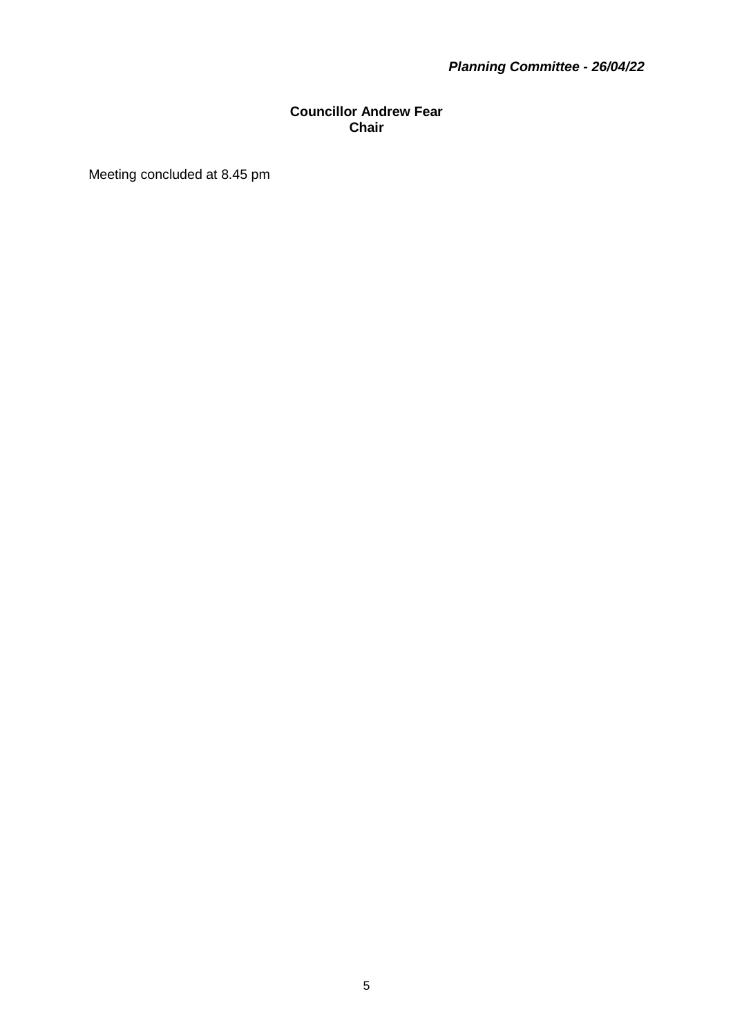**Councillor Andrew Fear**
**Chair**

Meeting concluded at 8.45 pm